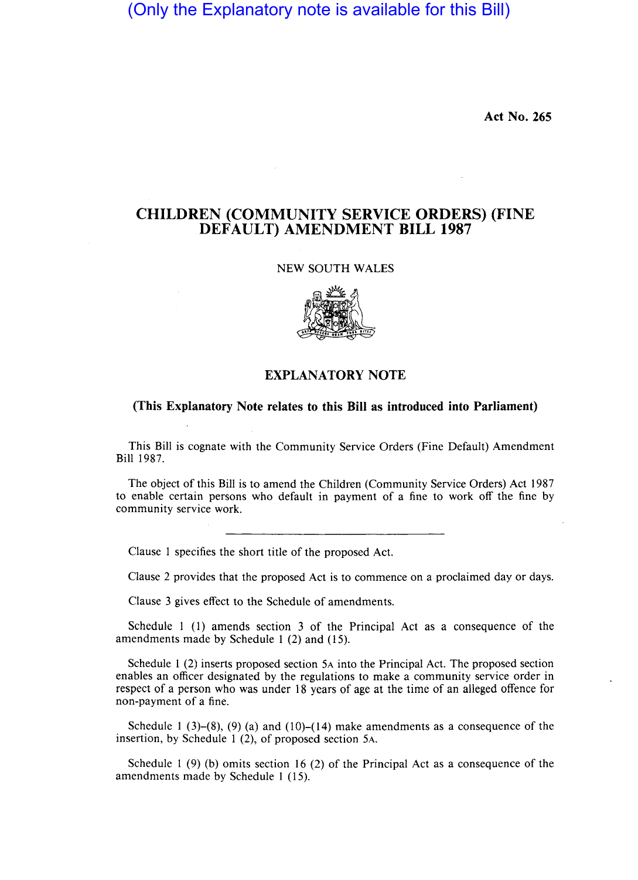(Only the Explanatory note is available for this Bill)

Act No. 265

# CHILDREN (COMMUNITY SERVICE ORDERS) (FINE DEFAULT) AMENDMENT BILL 1987

NEW SOUTH WALES

## EXPLANATORY NOTE

### (This Explanatory Note relates to this Bill as introduced into Parliament)

This Bill is cognate with the Community Service Orders (Fine Default) Amendment Bill 1987.

The object of this Bill is to amend the Children (Community Service Orders) Act 1987 to enable certain persons who default in payment of a fine to work off the fine by community service work.

---

Clause 1 specifies the short title of the proposed Act.

Clause 2 provides that the proposed Act is to commence on a proclaimed day or days.

Clause 3 gives effect to the Schedule of amendments.

Schedule 1 (1) amends section 3 of the Principal Act as a consequence of the amendments made by Schedule 1 (2) and (15).

Schedule 1 (2) inserts proposed section 5A into the Principal Act. The proposed section enables an officer designated by the regulations to make a community service order in respect of a person who was under 18 years of age at the time of an alleged offence for non-payment of a fine.

Schedule 1 (3)–(8), (9) (a) and (10)–(14) make amendments as a consequence of the insertion, by Schedule 1 (2), of proposed section 5A.

Schedule 1 (9) (b) omits section 16 (2) of the Principal Act as a consequence of the amendments made by Schedule 1 (15).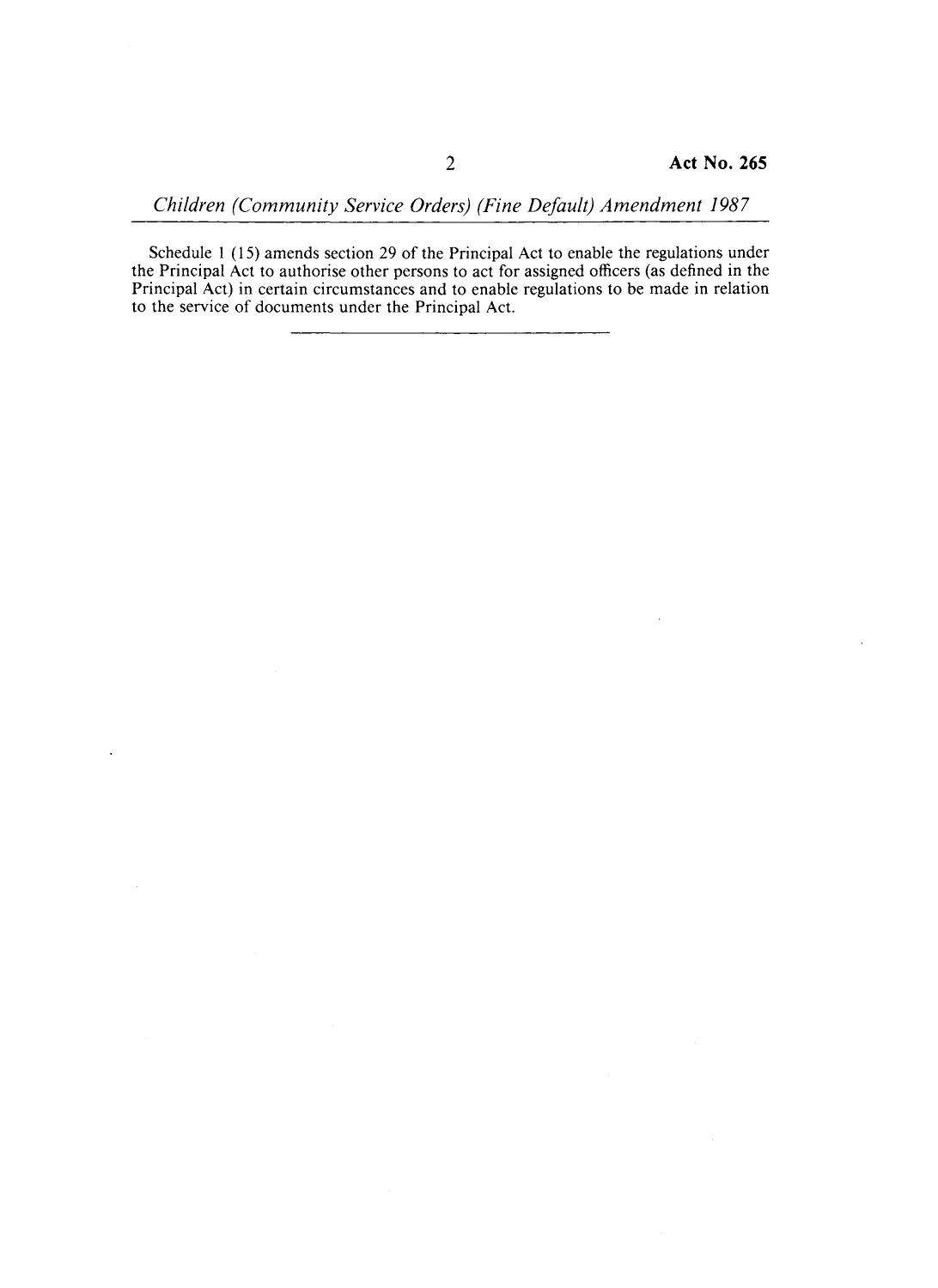Schedule 1 (15) amends section 29 of the Principal Act to enable the regulations under the Principal Act to authorise other persons to act for assigned officers (as defined in the Principal Act) in certain circumstances and to enable regulations to be made in relation to the service of documents under the Principal Act.